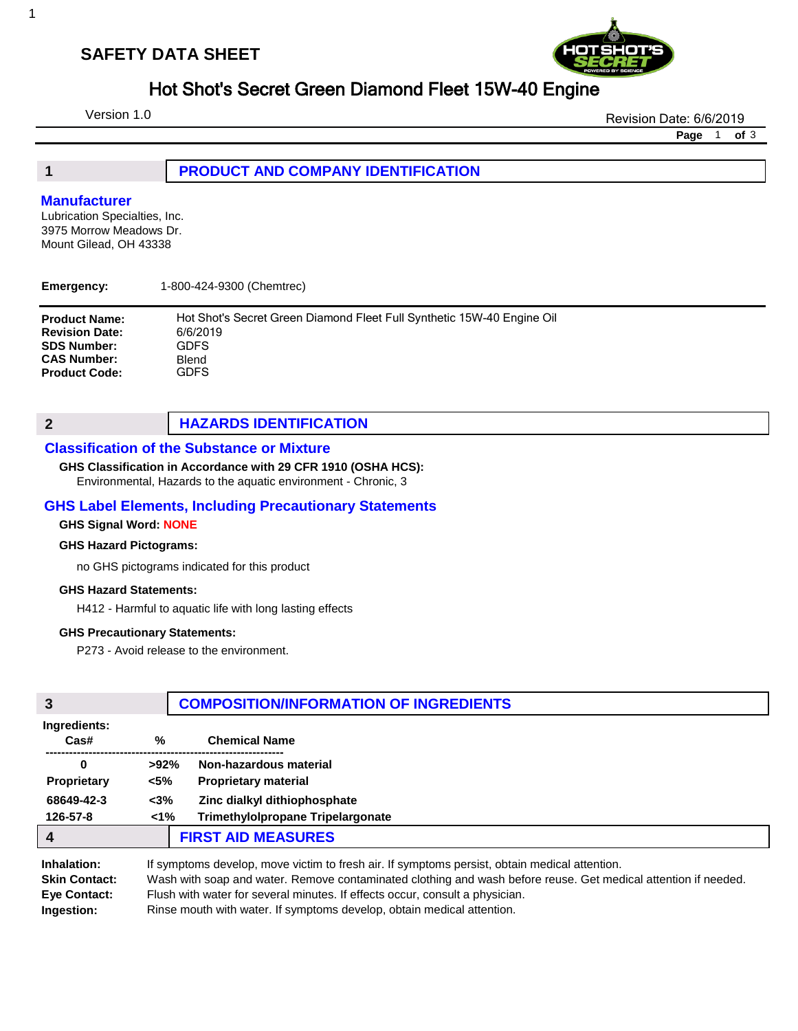# SAFETY DATA SHEET

## Hot Shot's Secret Green Diamond Fleet 15W-40 Engine

Version 1.0

Revision Date: 6/6/2019

## 1 PRODUCT AND COMPANY IDENTIFICATION

### Manufacturer

Lubrication Specialties, Inc.
3975 Morrow Meadows Dr.
Mount Gilead, OH 43338

**Emergency:** 1-800-424-9300 (Chemtrec)

**Product Name:** Hot Shot's Secret Green Diamond Fleet Full Synthetic 15W-40 Engine Oil
**Revision Date:** 6/6/2019
**SDS Number:** GDFS
**CAS Number:** Blend
**Product Code:** GDFS

## 2 HAZARDS IDENTIFICATION

### Classification of the Substance or Mixture

**GHS Classification in Accordance with 29 CFR 1910 (OSHA HCS):**

Environmental, Hazards to the aquatic environment - Chronic, 3

### GHS Label Elements, Including Precautionary Statements

**GHS Signal Word:** NONE

**GHS Hazard Pictograms:**

no GHS pictograms indicated for this product

**GHS Hazard Statements:**

H412 - Harmful to aquatic life with long lasting effects

**GHS Precautionary Statements:**

P273 - Avoid release to the environment.

## 3 COMPOSITION/INFORMATION OF INGREDIENTS

**Ingredients:**

| Cas# | % | Chemical Name |
|---|---|---|
| 0 | >92% | Non-hazardous material |
| Proprietary | <5% | Proprietary material |
| 68649-42-3 | <3% | Zinc dialkyl dithiophosphate |
| 126-57-8 | <1% | Trimethylolpropane Tripelargonate |

## 4 FIRST AID MEASURES

**Inhalation:** If symptoms develop, move victim to fresh air. If symptoms persist, obtain medical attention.
**Skin Contact:** Wash with soap and water. Remove contaminated clothing and wash before reuse. Get medical attention if needed.
**Eye Contact:** Flush with water for several minutes. If effects occur, consult a physician.
**Ingestion:** Rinse mouth with water. If symptoms develop, obtain medical attention.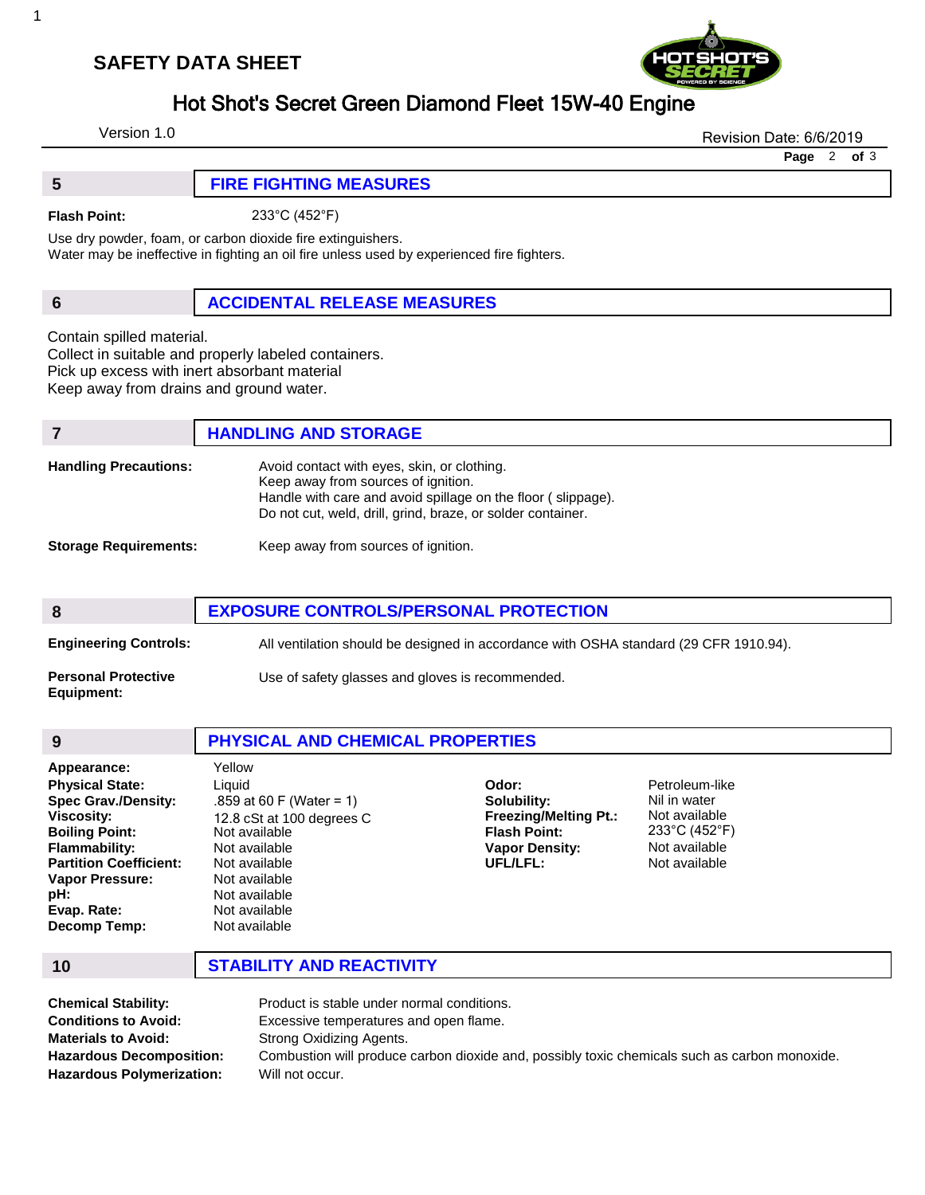## 5 FIRE FIGHTING MEASURES

**Flash Point:** 233°C (452°F)

Use dry powder, foam, or carbon dioxide fire extinguishers.
Water may be ineffective in fighting an oil fire unless used by experienced fire fighters.

## 6 ACCIDENTAL RELEASE MEASURES

Contain spilled material.
Collect in suitable and properly labeled containers.
Pick up excess with inert absorbant material
Keep away from drains and ground water.

## 7 HANDLING AND STORAGE

**Handling Precautions:**
Avoid contact with eyes, skin, or clothing.
Keep away from sources of ignition.
Handle with care and avoid spillage on the floor ( slippage).
Do not cut, weld, drill, grind, braze, or solder container.

**Storage Requirements:** Keep away from sources of ignition.

## 8 EXPOSURE CONTROLS/PERSONAL PROTECTION

**Engineering Controls:** All ventilation should be designed in accordance with OSHA standard (29 CFR 1910.94).

**Personal Protective Equipment:** Use of safety glasses and gloves is recommended.

## 9 PHYSICAL AND CHEMICAL PROPERTIES

| Property | Value | Property | Value |
|---|---|---|---|
| **Appearance:** | Yellow | | |
| **Physical State:** | Liquid | **Odor:** | Petroleum-like |
| **Spec Grav./Density:** | .859 at 60 F (Water = 1) | **Solubility:** | Nil in water |
| **Viscosity:** | 12.8 cSt at 100 degrees C | **Freezing/Melting Pt.:** | Not available |
| **Boiling Point:** | Not available | **Flash Point:** | 233°C (452°F) |
| **Flammability:** | Not available | **Vapor Density:** | Not available |
| **Partition Coefficient:** | Not available | **UFL/LFL:** | Not available |
| **Vapor Pressure:** | Not available | | |
| **pH:** | Not available | | |
| **Evap. Rate:** | Not available | | |
| **Decomp Temp:** | Not available | | |

## 10 STABILITY AND REACTIVITY

**Chemical Stability:** Product is stable under normal conditions.
**Conditions to Avoid:** Excessive temperatures and open flame.
**Materials to Avoid:** Strong Oxidizing Agents.
**Hazardous Decomposition:** Combustion will produce carbon dioxide and, possibly toxic chemicals such as carbon monoxide.
**Hazardous Polymerization:** Will not occur.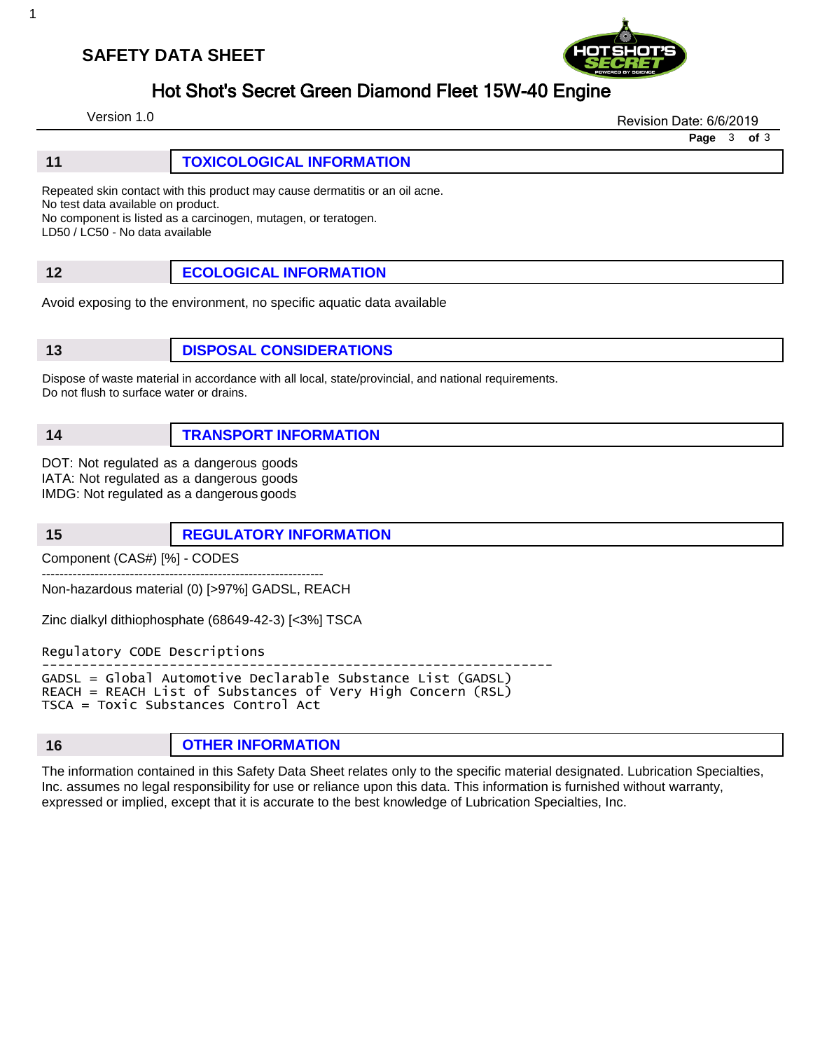## 11 TOXICOLOGICAL INFORMATION

Repeated skin contact with this product may cause dermatitis or an oil acne.
No test data available on product.
No component is listed as a carcinogen, mutagen, or teratogen.
LD50 / LC50 - No data available

## 12 ECOLOGICAL INFORMATION

Avoid exposing to the environment, no specific aquatic data available

## 13 DISPOSAL CONSIDERATIONS

Dispose of waste material in accordance with all local, state/provincial, and national requirements.
Do not flush to surface water or drains.

## 14 TRANSPORT INFORMATION

DOT: Not regulated as a dangerous goods
IATA: Not regulated as a dangerous goods
IMDG: Not regulated as a dangerous goods

## 15 REGULATORY INFORMATION

Component (CAS#) [%] - CODES

----------------------------------------------------------------

Non-hazardous material (0) [>97%] GADSL, REACH

Zinc dialkyl dithiophosphate (68649-42-3) [<3%] TSCA

```
Regulatory CODE Descriptions
----------------------------------------------------------------
GADSL = Global Automotive Declarable Substance List (GADSL)
REACH = REACH List of Substances of Very High Concern (RSL)
TSCA = Toxic Substances Control Act
```

## 16 OTHER INFORMATION

The information contained in this Safety Data Sheet relates only to the specific material designated. Lubrication Specialties, Inc. assumes no legal responsibility for use or reliance upon this data. This information is furnished without warranty, expressed or implied, except that it is accurate to the best knowledge of Lubrication Specialties, Inc.